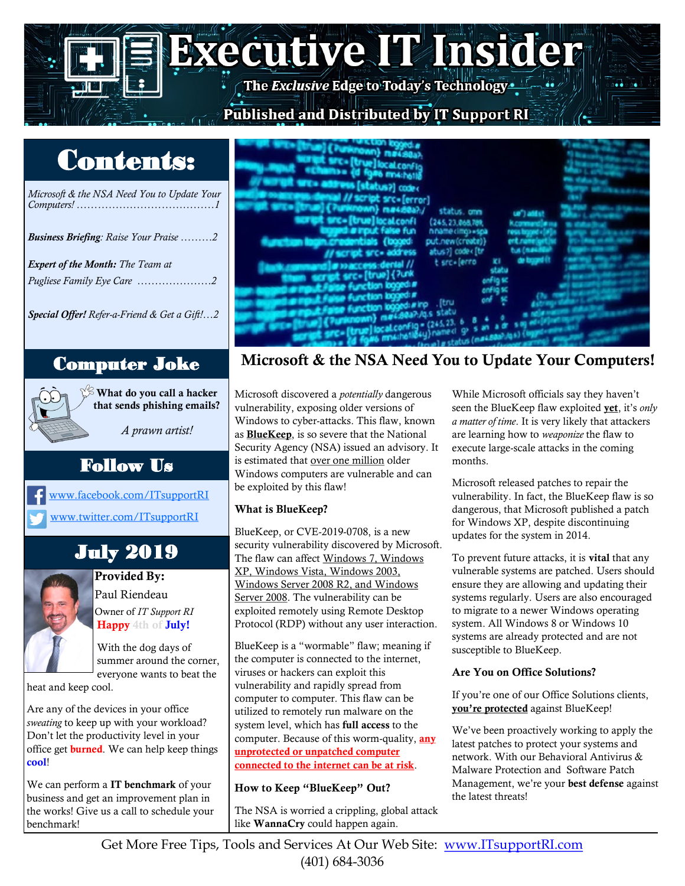# Executive IT Insider

**The *Exclusive* Edge to Today's Technology**

**Published and Distributed by IT Support RI**

## Contents:

*Microsoft & the NSA Need You to Update Your Computers!* ......................................1

***Business Briefing**: Raise Your Praise* .........2

***Expert of the Month:** The Team at Pugliese Family Eye Care* ....................2

***Special Offer!** Refer-a-Friend & Get a Gift!*...2

## Computer Joke

**What do you call a hacker that sends phishing emails?**

*A prawn artist!*

## Follow Us

www.facebook.com/ITsupportRI

www.twitter.com/ITsupportRI

## July 2019

**Provided By:**

Paul Riendeau

Owner of *IT Support RI*

**Happy 4th of July!**

With the dog days of summer around the corner, everyone wants to beat the heat and keep cool.

Are any of the devices in your office *sweating* to keep up with your workload? Don't let the productivity level in your office get **burned**. We can help keep things **cool**!

We can perform a **IT benchmark** of your business and get an improvement plan in the works! Give us a call to schedule your benchmark!

## Microsoft & the NSA Need You to Update Your Computers!

Microsoft discovered a *potentially* dangerous vulnerability, exposing older versions of Windows to cyber-attacks. This flaw, known as **BlueKeep**, is so severe that the National Security Agency (NSA) issued an advisory. It is estimated that over one million older Windows computers are vulnerable and can be exploited by this flaw!

### What is BlueKeep?

BlueKeep, or CVE-2019-0708, is a new security vulnerability discovered by Microsoft. The flaw can affect Windows 7, Windows XP, Windows Vista, Windows 2003, Windows Server 2008 R2, and Windows Server 2008. The vulnerability can be exploited remotely using Remote Desktop Protocol (RDP) without any user interaction.

BlueKeep is a "wormable" flaw; meaning if the computer is connected to the internet, viruses or hackers can exploit this vulnerability and rapidly spread from computer to computer. This flaw can be utilized to remotely run malware on the system level, which has **full access** to the computer. Because of this worm-quality, **any unprotected or unpatched computer connected to the internet can be at risk**.

### How to Keep "BlueKeep" Out?

The NSA is worried a crippling, global attack like **WannaCry** could happen again.

While Microsoft officials say they haven't seen the BlueKeep flaw exploited **yet**, it's *only a matter of time*. It is very likely that attackers are learning how to *weaponize* the flaw to execute large-scale attacks in the coming months.

Microsoft released patches to repair the vulnerability. In fact, the BlueKeep flaw is so dangerous, that Microsoft published a patch for Windows XP, despite discontinuing updates for the system in 2014.

To prevent future attacks, it is **vital** that any vulnerable systems are patched. Users should ensure they are allowing and updating their systems regularly. Users are also encouraged to migrate to a newer Windows operating system. All Windows 8 or Windows 10 systems are already protected and are not susceptible to BlueKeep.

### Are You on Office Solutions?

If you're one of our Office Solutions clients, **you're protected** against BlueKeep!

We've been proactively working to apply the latest patches to protect your systems and network. With our Behavioral Antivirus & Malware Protection and Software Patch Management, we're your **best defense** against the latest threats!

Get More Free Tips, Tools and Services At Our Web Site: www.ITsupportRI.com
(401) 684-3036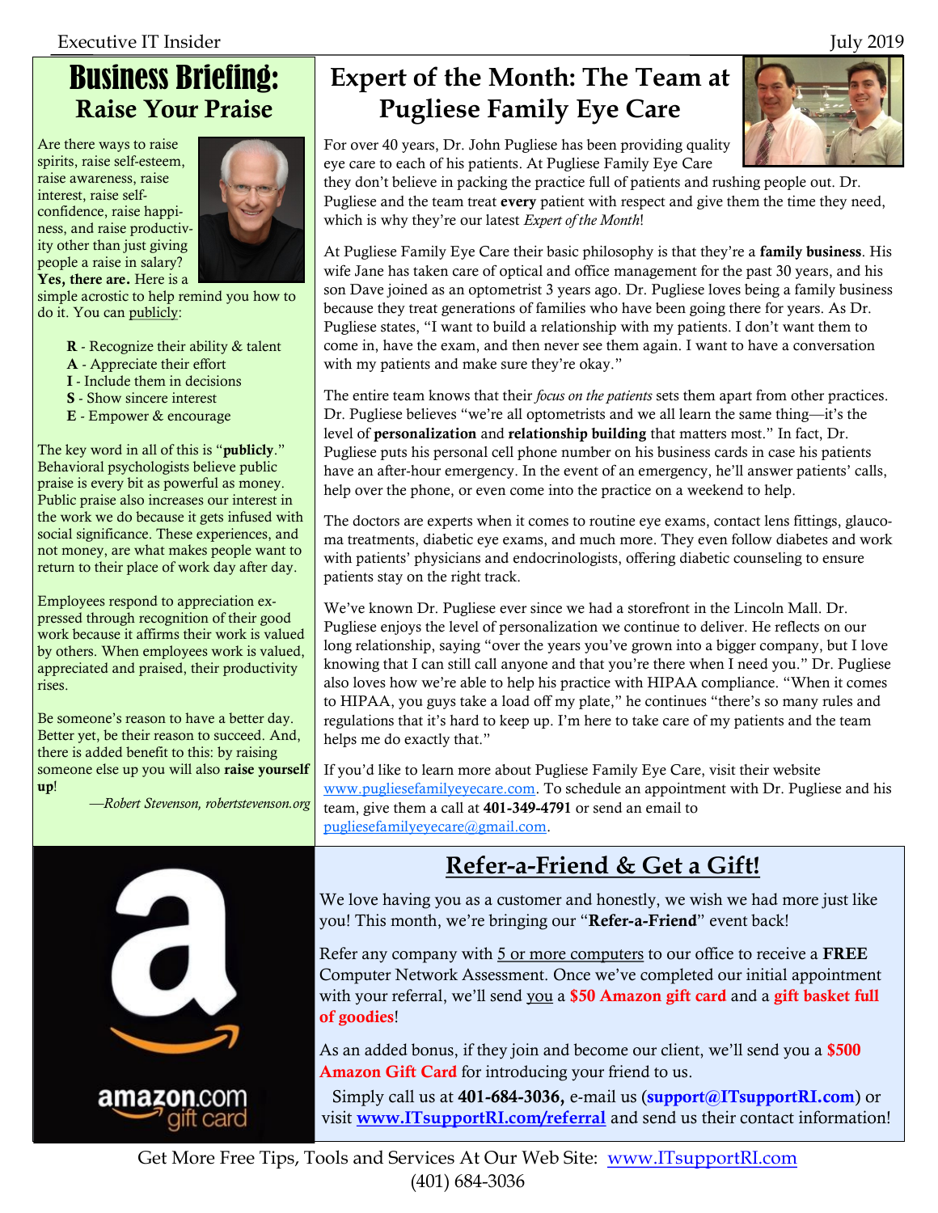# Business Briefing:

## Raise Your Praise

Are there ways to raise spirits, raise self-esteem, raise awareness, raise interest, raise self-confidence, raise happiness, and raise productivity other than just giving people a raise in salary? **Yes, there are.** Here is a simple acrostic to help remind you how to do it. You can publicly:

- **R** - Recognize their ability & talent
- **A** - Appreciate their effort
- **I** - Include them in decisions
- **S** - Show sincere interest
- **E** - Empower & encourage

The key word in all of this is "**publicly**." Behavioral psychologists believe public praise is every bit as powerful as money. Public praise also increases our interest in the work we do because it gets infused with social significance. These experiences, and not money, are what makes people want to return to their place of work day after day.

Employees respond to appreciation expressed through recognition of their good work because it affirms their work is valued by others. When employees work is valued, appreciated and praised, their productivity rises.

Be someone's reason to have a better day. Better yet, be their reason to succeed. And, there is added benefit to this: by raising someone else up you will also **raise yourself up**!

*—Robert Stevenson, robertstevenson.org*

# Expert of the Month: The Team at Pugliese Family Eye Care

For over 40 years, Dr. John Pugliese has been providing quality eye care to each of his patients. At Pugliese Family Eye Care they don't believe in packing the practice full of patients and rushing people out. Dr. Pugliese and the team treat **every** patient with respect and give them the time they need, which is why they're our latest *Expert of the Month*!

At Pugliese Family Eye Care their basic philosophy is that they're a **family business**. His wife Jane has taken care of optical and office management for the past 30 years, and his son Dave joined as an optometrist 3 years ago. Dr. Pugliese loves being a family business because they treat generations of families who have been going there for years. As Dr. Pugliese states, "I want to build a relationship with my patients. I don't want them to come in, have the exam, and then never see them again. I want to have a conversation with my patients and make sure they're okay."

The entire team knows that their *focus on the patients* sets them apart from other practices. Dr. Pugliese believes "we're all optometrists and we all learn the same thing—it's the level of **personalization** and **relationship building** that matters most." In fact, Dr. Pugliese puts his personal cell phone number on his business cards in case his patients have an after-hour emergency. In the event of an emergency, he'll answer patients' calls, help over the phone, or even come into the practice on a weekend to help.

The doctors are experts when it comes to routine eye exams, contact lens fittings, glaucoma treatments, diabetic eye exams, and much more. They even follow diabetes and work with patients' physicians and endocrinologists, offering diabetic counseling to ensure patients stay on the right track.

We've known Dr. Pugliese ever since we had a storefront in the Lincoln Mall. Dr. Pugliese enjoys the level of personalization we continue to deliver. He reflects on our long relationship, saying "over the years you've grown into a bigger company, but I love knowing that I can still call anyone and that you're there when I need you." Dr. Pugliese also loves how we're able to help his practice with HIPAA compliance. "When it comes to HIPAA, you guys take a load off my plate," he continues "there's so many rules and regulations that it's hard to keep up. I'm here to take care of my patients and the team helps me do exactly that."

If you'd like to learn more about Pugliese Family Eye Care, visit their website www.pugliesefamilyeyecare.com. To schedule an appointment with Dr. Pugliese and his team, give them a call at **401-349-4791** or send an email to pugliesefamilyeyecare@gmail.com.

## Refer-a-Friend & Get a Gift!

We love having you as a customer and honestly, we wish we had more just like you! This month, we're bringing our "**Refer-a-Friend**" event back!

Refer any company with 5 or more computers to our office to receive a **FREE** Computer Network Assessment. Once we've completed our initial appointment with your referral, we'll send you a **$50 Amazon gift card** and a **gift basket full of goodies**!

As an added bonus, if they join and become our client, we'll send you a **$500 Amazon Gift Card** for introducing your friend to us.

Simply call us at **401-684-3036,** e-mail us (**support@ITsupportRI.com**) or visit **www.ITsupportRI.com/referral** and send us their contact information!

Get More Free Tips, Tools and Services At Our Web Site: www.ITsupportRI.com
(401) 684-3036